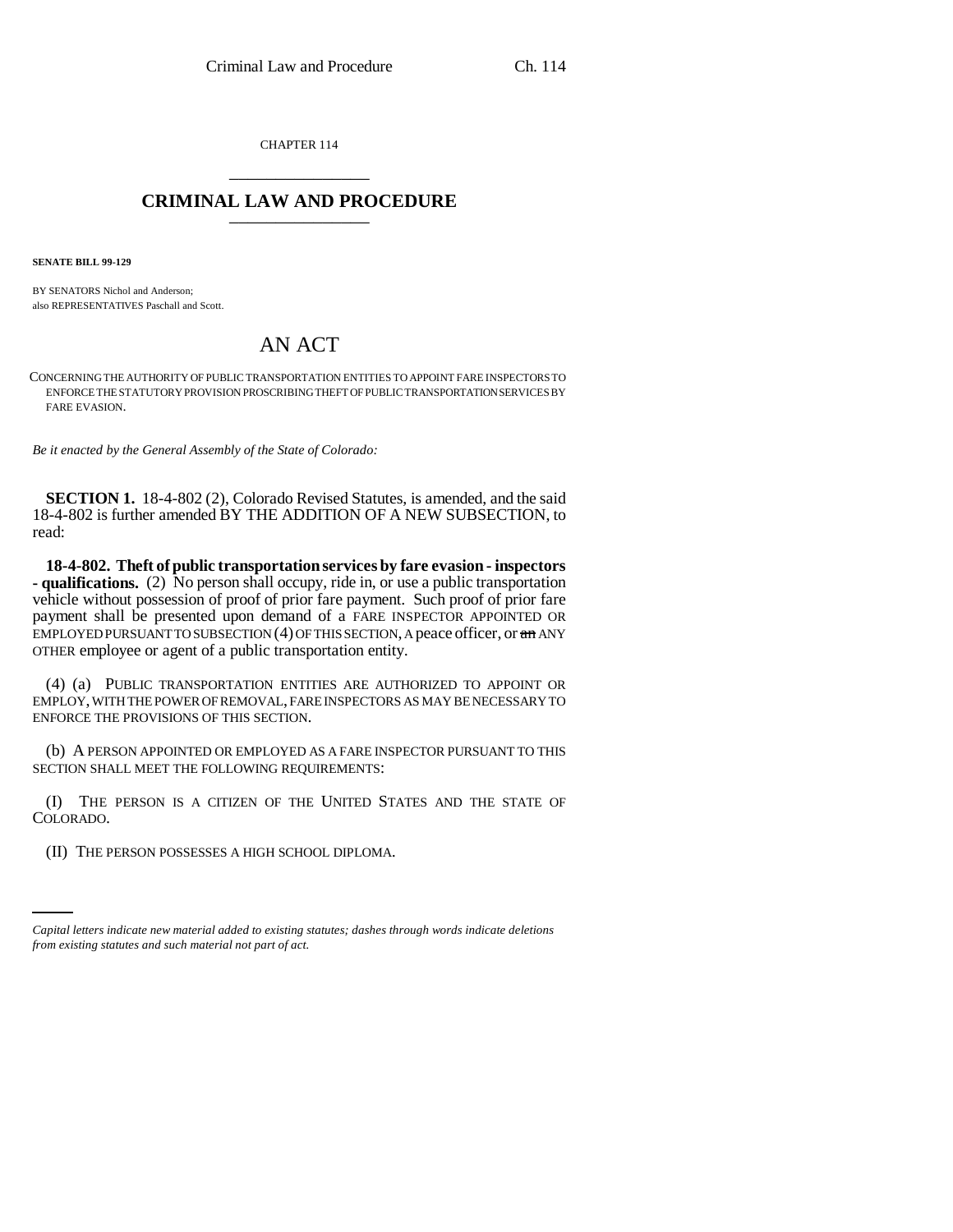CHAPTER 114

# CRIMINAL LAW AND PROCEDURE

**SENATE BILL 99-129**

BY SENATORS Nichol and Anderson;
also REPRESENTATIVES Paschall and Scott.

## AN ACT

CONCERNING THE AUTHORITY OF PUBLIC TRANSPORTATION ENTITIES TO APPOINT FARE INSPECTORS TO ENFORCE THE STATUTORY PROVISION PROSCRIBING THEFT OF PUBLIC TRANSPORTATION SERVICES BY FARE EVASION.

*Be it enacted by the General Assembly of the State of Colorado:*

**SECTION 1.** 18-4-802 (2), Colorado Revised Statutes, is amended, and the said 18-4-802 is further amended BY THE ADDITION OF A NEW SUBSECTION, to read:

**18-4-802. Theft of public transportation services by fare evasion - inspectors - qualifications.** (2) No person shall occupy, ride in, or use a public transportation vehicle without possession of proof of prior fare payment. Such proof of prior fare payment shall be presented upon demand of a FARE INSPECTOR APPOINTED OR EMPLOYED PURSUANT TO SUBSECTION (4) OF THIS SECTION, A peace officer, or ~~an~~ ANY OTHER employee or agent of a public transportation entity.

(4) (a) PUBLIC TRANSPORTATION ENTITIES ARE AUTHORIZED TO APPOINT OR EMPLOY, WITH THE POWER OF REMOVAL, FARE INSPECTORS AS MAY BE NECESSARY TO ENFORCE THE PROVISIONS OF THIS SECTION.

(b) A PERSON APPOINTED OR EMPLOYED AS A FARE INSPECTOR PURSUANT TO THIS SECTION SHALL MEET THE FOLLOWING REQUIREMENTS:

(I) THE PERSON IS A CITIZEN OF THE UNITED STATES AND THE STATE OF COLORADO.

(II) THE PERSON POSSESSES A HIGH SCHOOL DIPLOMA.

*Capital letters indicate new material added to existing statutes; dashes through words indicate deletions from existing statutes and such material not part of act.*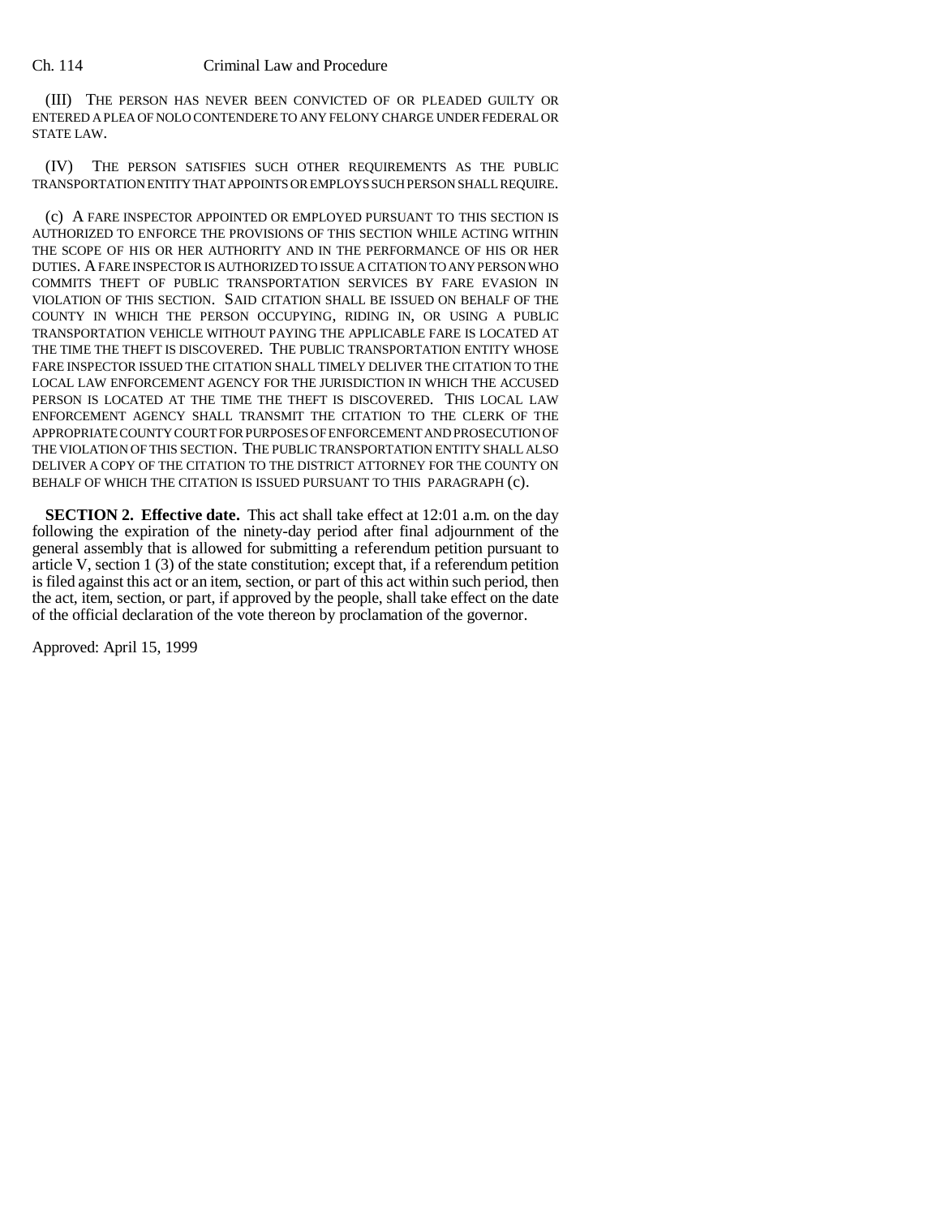(III) THE PERSON HAS NEVER BEEN CONVICTED OF OR PLEADED GUILTY OR ENTERED A PLEA OF NOLO CONTENDERE TO ANY FELONY CHARGE UNDER FEDERAL OR STATE LAW.

(IV) THE PERSON SATISFIES SUCH OTHER REQUIREMENTS AS THE PUBLIC TRANSPORTATION ENTITY THAT APPOINTS OR EMPLOYS SUCH PERSON SHALL REQUIRE.

(c) A FARE INSPECTOR APPOINTED OR EMPLOYED PURSUANT TO THIS SECTION IS AUTHORIZED TO ENFORCE THE PROVISIONS OF THIS SECTION WHILE ACTING WITHIN THE SCOPE OF HIS OR HER AUTHORITY AND IN THE PERFORMANCE OF HIS OR HER DUTIES. A FARE INSPECTOR IS AUTHORIZED TO ISSUE A CITATION TO ANY PERSON WHO COMMITS THEFT OF PUBLIC TRANSPORTATION SERVICES BY FARE EVASION IN VIOLATION OF THIS SECTION. SAID CITATION SHALL BE ISSUED ON BEHALF OF THE COUNTY IN WHICH THE PERSON OCCUPYING, RIDING IN, OR USING A PUBLIC TRANSPORTATION VEHICLE WITHOUT PAYING THE APPLICABLE FARE IS LOCATED AT THE TIME THE THEFT IS DISCOVERED. THE PUBLIC TRANSPORTATION ENTITY WHOSE FARE INSPECTOR ISSUED THE CITATION SHALL TIMELY DELIVER THE CITATION TO THE LOCAL LAW ENFORCEMENT AGENCY FOR THE JURISDICTION IN WHICH THE ACCUSED PERSON IS LOCATED AT THE TIME THE THEFT IS DISCOVERED. THIS LOCAL LAW ENFORCEMENT AGENCY SHALL TRANSMIT THE CITATION TO THE CLERK OF THE APPROPRIATE COUNTY COURT FOR PURPOSES OF ENFORCEMENT AND PROSECUTION OF THE VIOLATION OF THIS SECTION. THE PUBLIC TRANSPORTATION ENTITY SHALL ALSO DELIVER A COPY OF THE CITATION TO THE DISTRICT ATTORNEY FOR THE COUNTY ON BEHALF OF WHICH THE CITATION IS ISSUED PURSUANT TO THIS PARAGRAPH (c).

**SECTION 2. Effective date.** This act shall take effect at 12:01 a.m. on the day following the expiration of the ninety-day period after final adjournment of the general assembly that is allowed for submitting a referendum petition pursuant to article V, section 1 (3) of the state constitution; except that, if a referendum petition is filed against this act or an item, section, or part of this act within such period, then the act, item, section, or part, if approved by the people, shall take effect on the date of the official declaration of the vote thereon by proclamation of the governor.

Approved: April 15, 1999